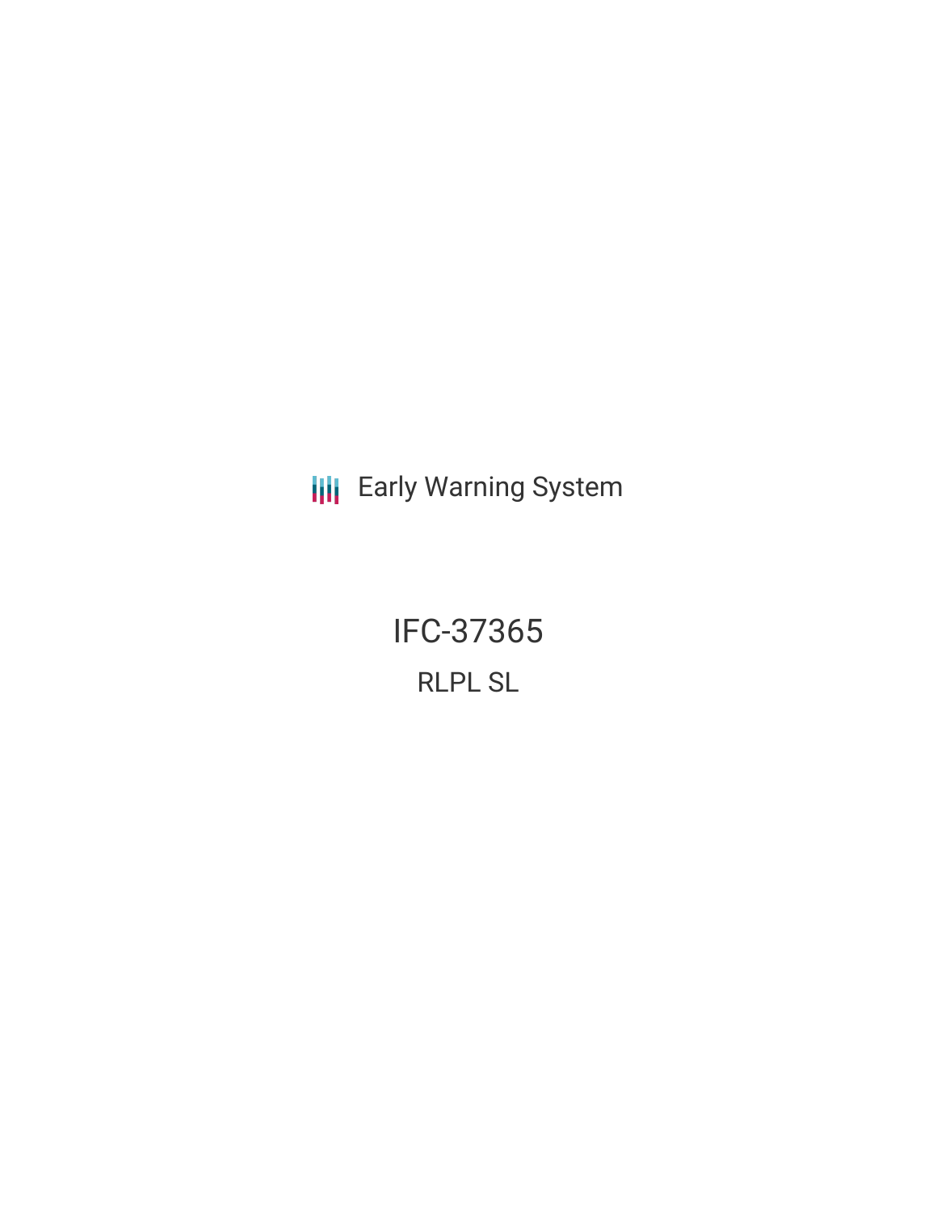Early Warning System

# IFC-37365

## RLPL SL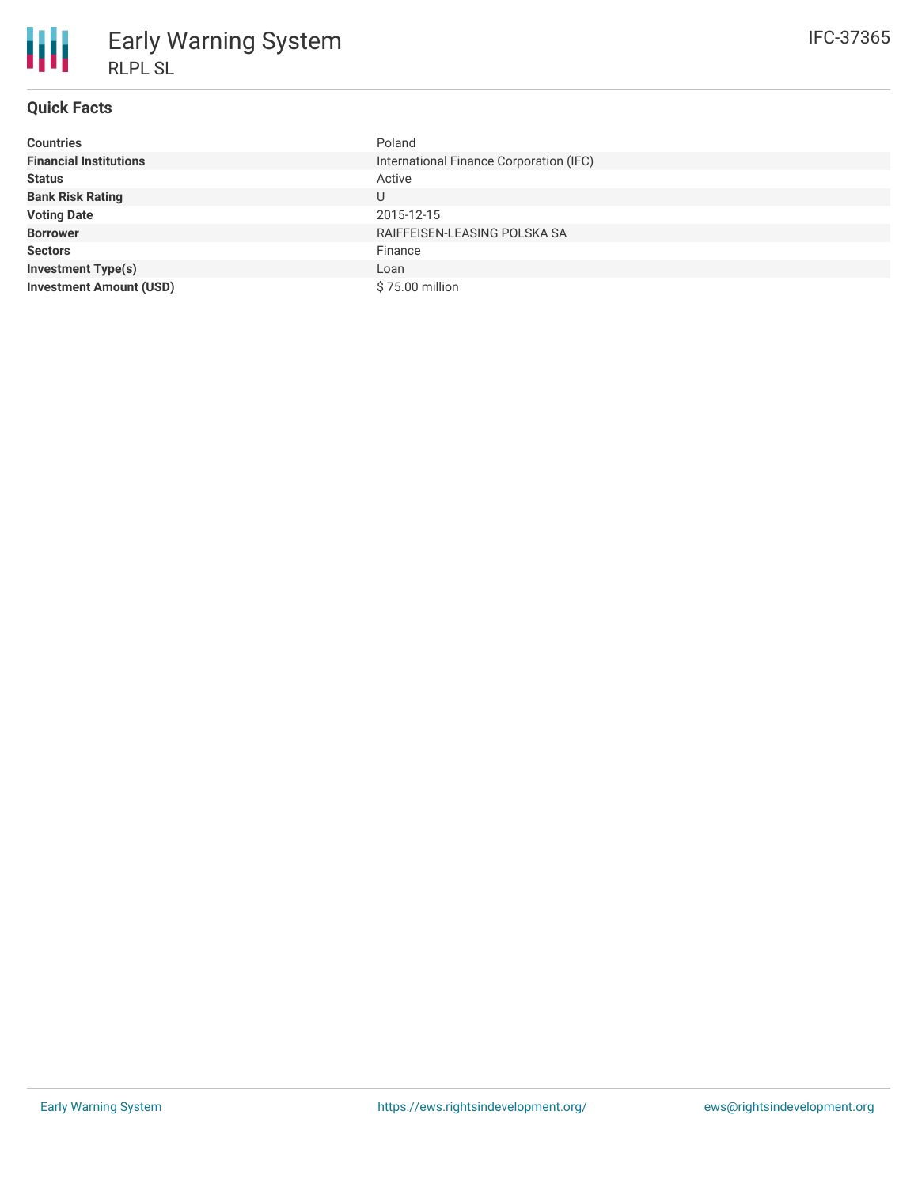# Early Warning System

RLPL SL

IFC-37365

## Quick Facts

| | |
|---|---|
| **Countries** | Poland |
| **Financial Institutions** | International Finance Corporation (IFC) |
| **Status** | Active |
| **Bank Risk Rating** | U |
| **Voting Date** | 2015-12-15 |
| **Borrower** | RAIFFEISEN-LEASING POLSKA SA |
| **Sectors** | Finance |
| **Investment Type(s)** | Loan |
| **Investment Amount (USD)** | $ 75.00 million |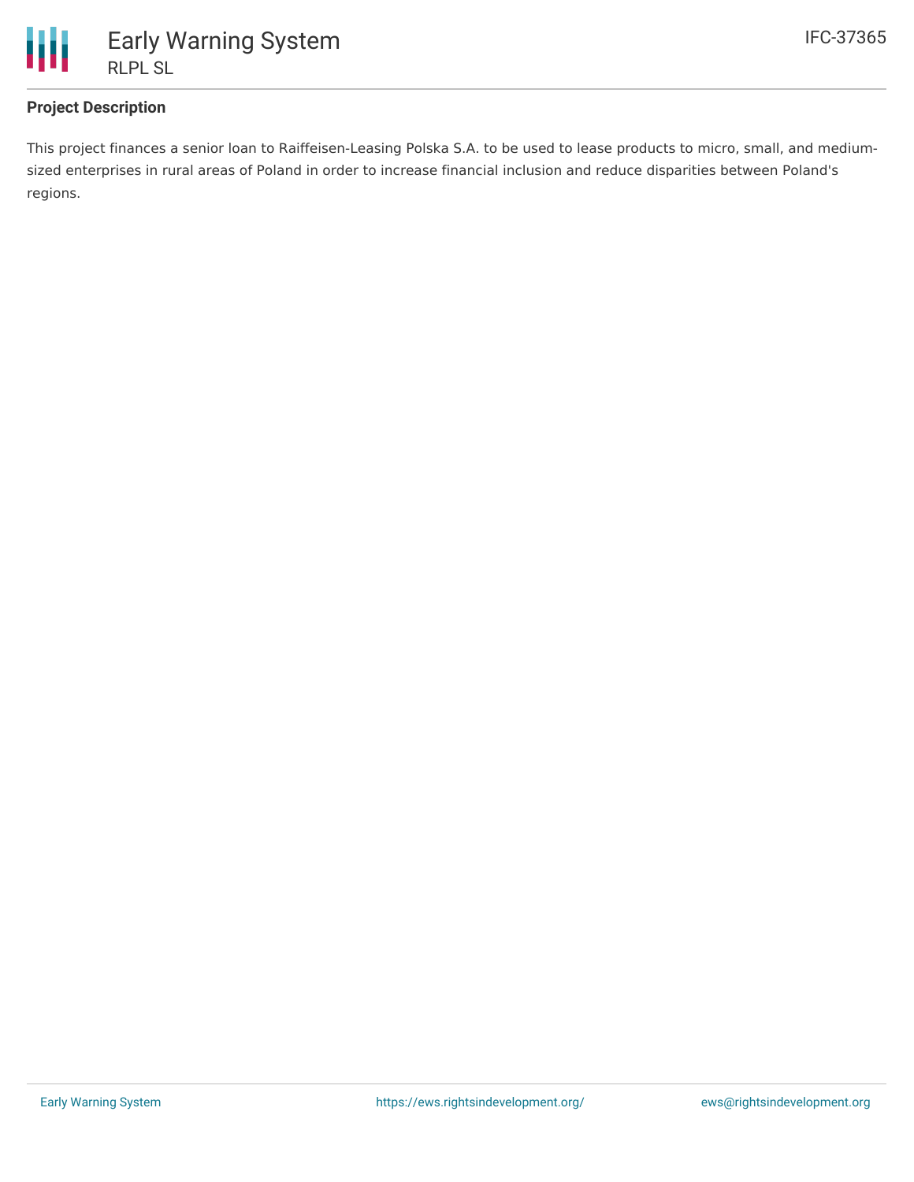## Project Description

This project finances a senior loan to Raiffeisen-Leasing Polska S.A. to be used to lease products to micro, small, and medium-sized enterprises in rural areas of Poland in order to increase financial inclusion and reduce disparities between Poland's regions.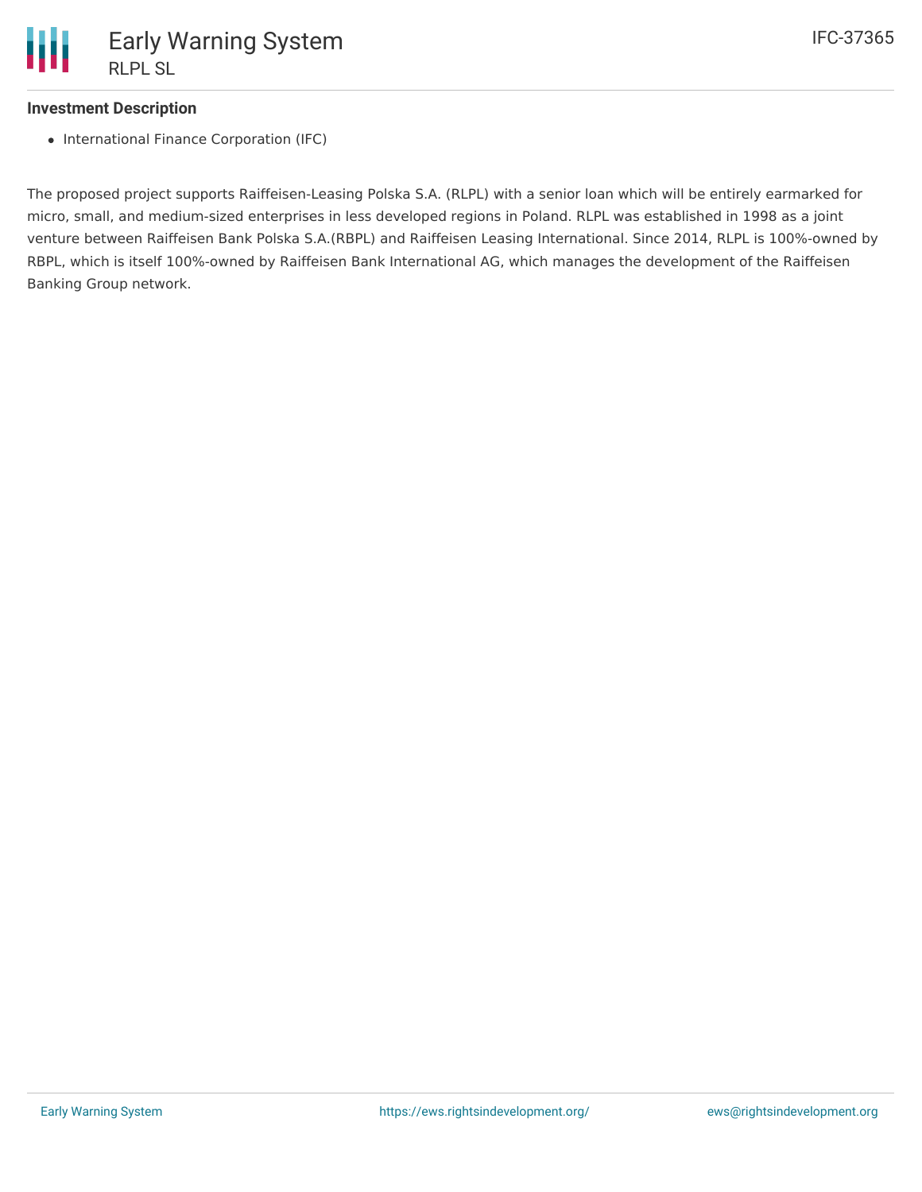### Investment Description

- International Finance Corporation (IFC)

The proposed project supports Raiffeisen-Leasing Polska S.A. (RLPL) with a senior loan which will be entirely earmarked for micro, small, and medium-sized enterprises in less developed regions in Poland. RLPL was established in 1998 as a joint venture between Raiffeisen Bank Polska S.A.(RBPL) and Raiffeisen Leasing International. Since 2014, RLPL is 100%-owned by RBPL, which is itself 100%-owned by Raiffeisen Bank International AG, which manages the development of the Raiffeisen Banking Group network.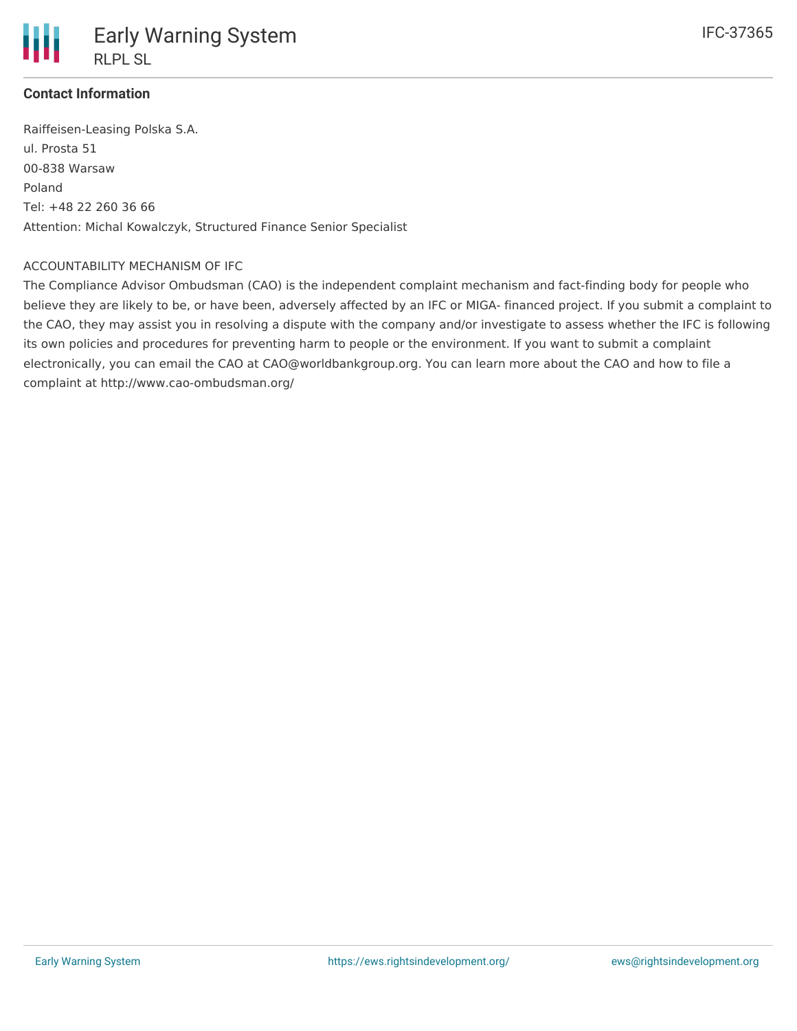**Contact Information**

Raiffeisen-Leasing Polska S.A.
ul. Prosta 51
00-838 Warsaw
Poland
Tel: +48 22 260 36 66
Attention: Michal Kowalczyk, Structured Finance Senior Specialist

ACCOUNTABILITY MECHANISM OF IFC

The Compliance Advisor Ombudsman (CAO) is the independent complaint mechanism and fact-finding body for people who believe they are likely to be, or have been, adversely affected by an IFC or MIGA- financed project. If you submit a complaint to the CAO, they may assist you in resolving a dispute with the company and/or investigate to assess whether the IFC is following its own policies and procedures for preventing harm to people or the environment. If you want to submit a complaint electronically, you can email the CAO at CAO@worldbankgroup.org. You can learn more about the CAO and how to file a complaint at http://www.cao-ombudsman.org/